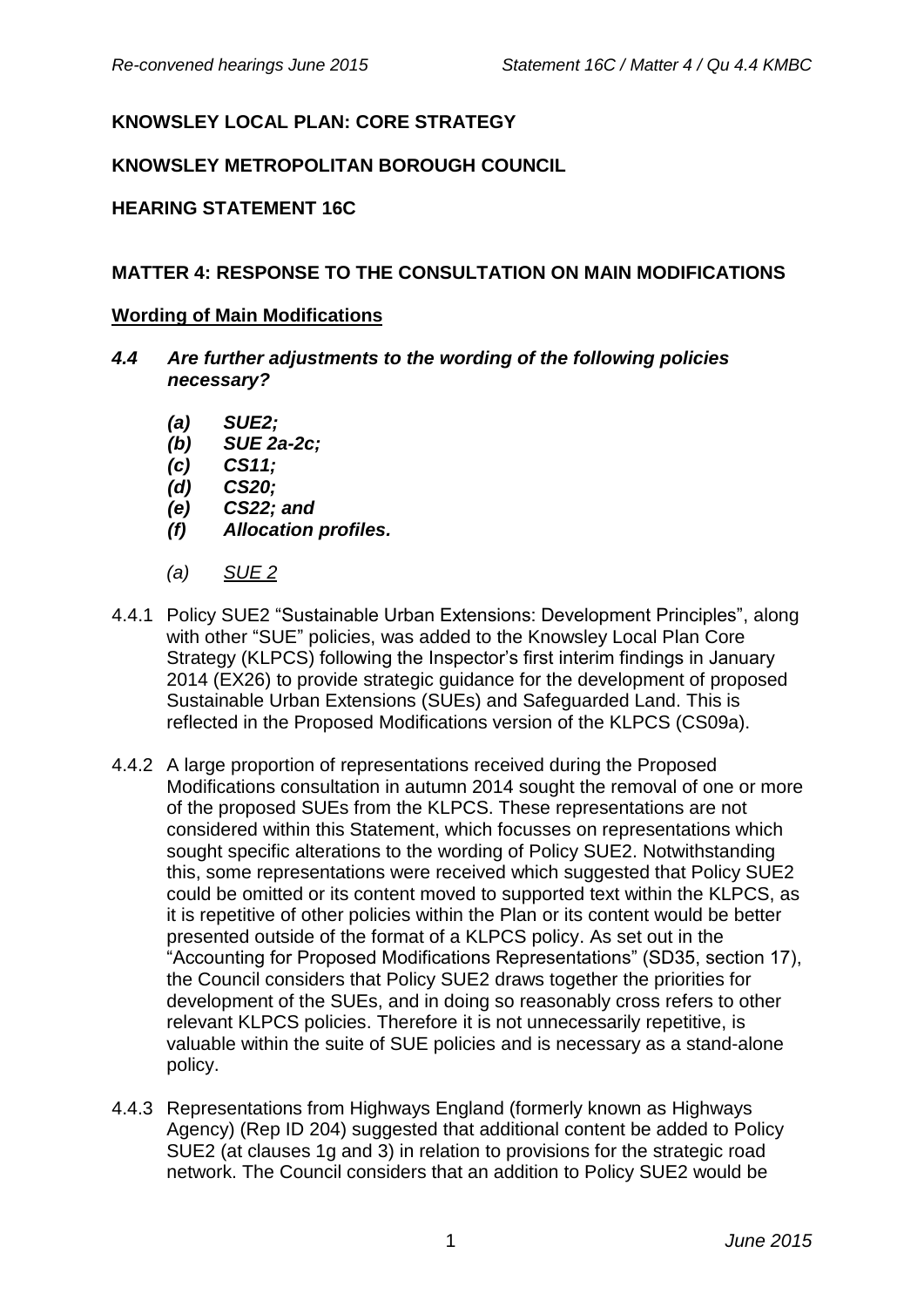**KNOWSLEY LOCAL PLAN: CORE STRATEGY**

**KNOWSLEY METROPOLITAN BOROUGH COUNCIL**

**HEARING STATEMENT 16C**

**MATTER 4: RESPONSE TO THE CONSULTATION ON MAIN MODIFICATIONS**

**Wording of Main Modifications**

***4.4 Are further adjustments to the wording of the following policies necessary?***

- ***(a) SUE2;***
- ***(b) SUE 2a-2c;***
- ***(c) CS11;***
- ***(d) CS20;***
- ***(e) CS22; and***
- ***(f) Allocation profiles.***

*(a) SUE 2*

4.4.1 Policy SUE2 "Sustainable Urban Extensions: Development Principles", along with other "SUE" policies, was added to the Knowsley Local Plan Core Strategy (KLPCS) following the Inspector's first interim findings in January 2014 (EX26) to provide strategic guidance for the development of proposed Sustainable Urban Extensions (SUEs) and Safeguarded Land. This is reflected in the Proposed Modifications version of the KLPCS (CS09a).

4.4.2 A large proportion of representations received during the Proposed Modifications consultation in autumn 2014 sought the removal of one or more of the proposed SUEs from the KLPCS. These representations are not considered within this Statement, which focusses on representations which sought specific alterations to the wording of Policy SUE2. Notwithstanding this, some representations were received which suggested that Policy SUE2 could be omitted or its content moved to supported text within the KLPCS, as it is repetitive of other policies within the Plan or its content would be better presented outside of the format of a KLPCS policy. As set out in the "Accounting for Proposed Modifications Representations" (SD35, section 17), the Council considers that Policy SUE2 draws together the priorities for development of the SUEs, and in doing so reasonably cross refers to other relevant KLPCS policies. Therefore it is not unnecessarily repetitive, is valuable within the suite of SUE policies and is necessary as a stand-alone policy.

4.4.3 Representations from Highways England (formerly known as Highways Agency) (Rep ID 204) suggested that additional content be added to Policy SUE2 (at clauses 1g and 3) in relation to provisions for the strategic road network. The Council considers that an addition to Policy SUE2 would be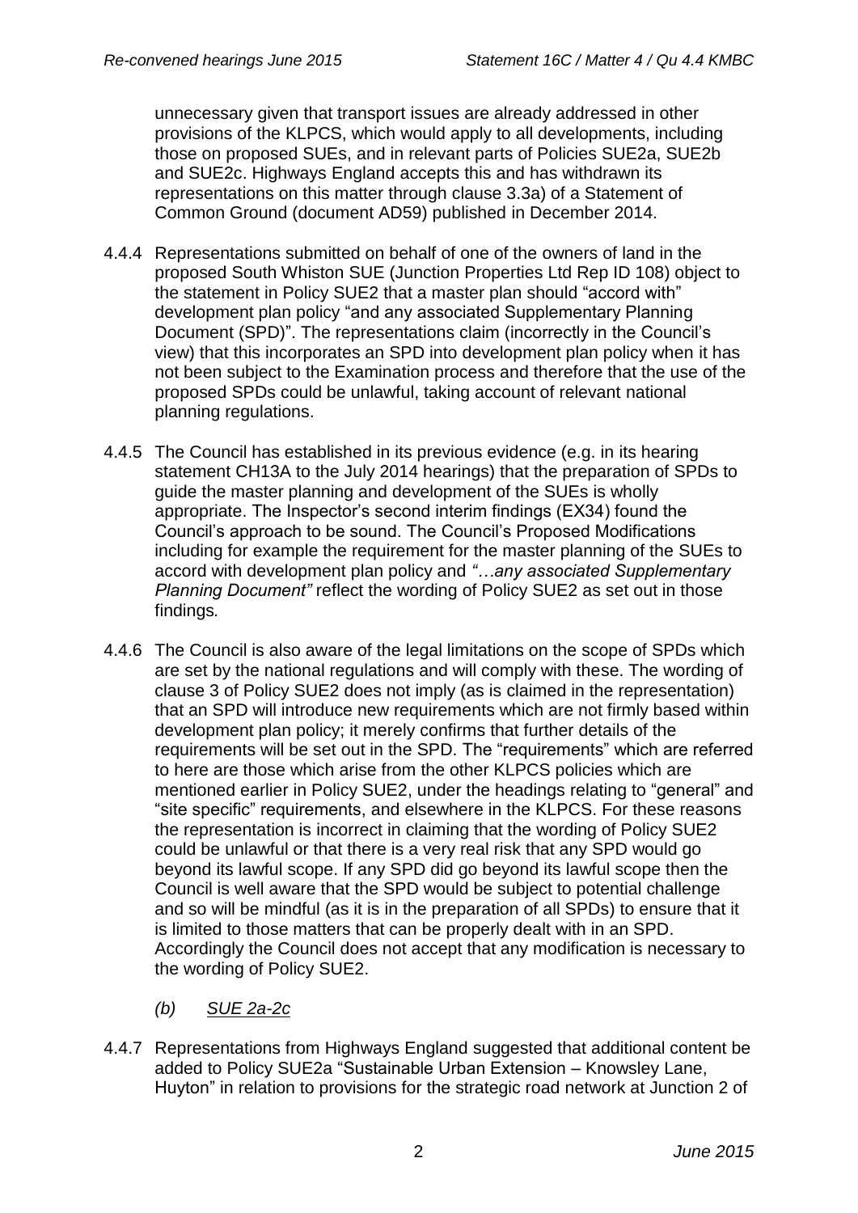unnecessary given that transport issues are already addressed in other provisions of the KLPCS, which would apply to all developments, including those on proposed SUEs, and in relevant parts of Policies SUE2a, SUE2b and SUE2c. Highways England accepts this and has withdrawn its representations on this matter through clause 3.3a) of a Statement of Common Ground (document AD59) published in December 2014.

4.4.4 Representations submitted on behalf of one of the owners of land in the proposed South Whiston SUE (Junction Properties Ltd Rep ID 108) object to the statement in Policy SUE2 that a master plan should "accord with" development plan policy "and any associated Supplementary Planning Document (SPD)". The representations claim (incorrectly in the Council's view) that this incorporates an SPD into development plan policy when it has not been subject to the Examination process and therefore that the use of the proposed SPDs could be unlawful, taking account of relevant national planning regulations.

4.4.5 The Council has established in its previous evidence (e.g. in its hearing statement CH13A to the July 2014 hearings) that the preparation of SPDs to guide the master planning and development of the SUEs is wholly appropriate. The Inspector's second interim findings (EX34) found the Council's approach to be sound. The Council's Proposed Modifications including for example the requirement for the master planning of the SUEs to accord with development plan policy and *"…any associated Supplementary Planning Document"* reflect the wording of Policy SUE2 as set out in those findings*.*

4.4.6 The Council is also aware of the legal limitations on the scope of SPDs which are set by the national regulations and will comply with these. The wording of clause 3 of Policy SUE2 does not imply (as is claimed in the representation) that an SPD will introduce new requirements which are not firmly based within development plan policy; it merely confirms that further details of the requirements will be set out in the SPD. The "requirements" which are referred to here are those which arise from the other KLPCS policies which are mentioned earlier in Policy SUE2, under the headings relating to "general" and "site specific" requirements, and elsewhere in the KLPCS. For these reasons the representation is incorrect in claiming that the wording of Policy SUE2 could be unlawful or that there is a very real risk that any SPD would go beyond its lawful scope. If any SPD did go beyond its lawful scope then the Council is well aware that the SPD would be subject to potential challenge and so will be mindful (as it is in the preparation of all SPDs) to ensure that it is limited to those matters that can be properly dealt with in an SPD. Accordingly the Council does not accept that any modification is necessary to the wording of Policy SUE2.

*(b) SUE 2a-2c*

4.4.7 Representations from Highways England suggested that additional content be added to Policy SUE2a "Sustainable Urban Extension – Knowsley Lane, Huyton" in relation to provisions for the strategic road network at Junction 2 of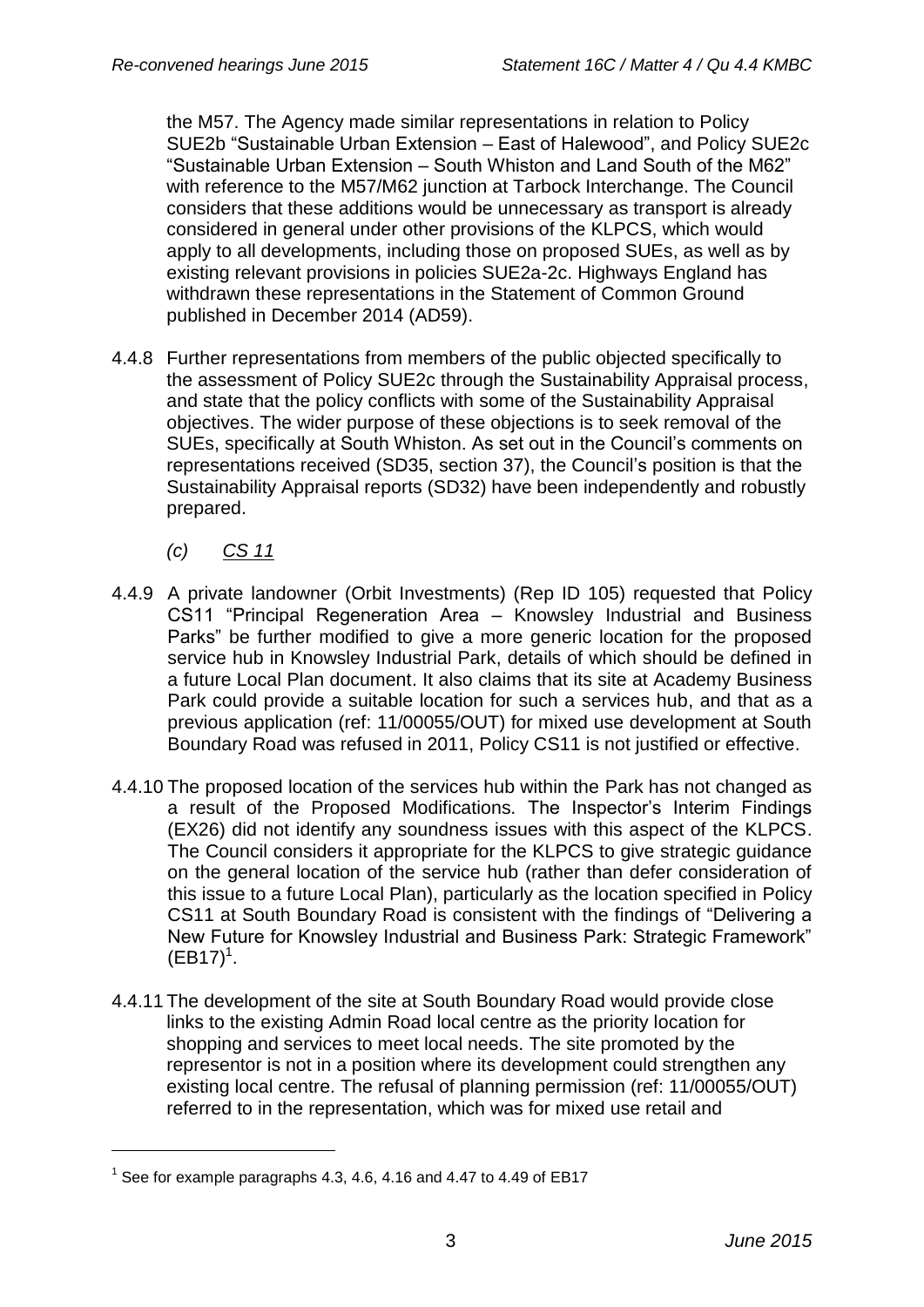the M57. The Agency made similar representations in relation to Policy SUE2b "Sustainable Urban Extension – East of Halewood", and Policy SUE2c "Sustainable Urban Extension – South Whiston and Land South of the M62" with reference to the M57/M62 junction at Tarbock Interchange. The Council considers that these additions would be unnecessary as transport is already considered in general under other provisions of the KLPCS, which would apply to all developments, including those on proposed SUEs, as well as by existing relevant provisions in policies SUE2a-2c. Highways England has withdrawn these representations in the Statement of Common Ground published in December 2014 (AD59).

4.4.8 Further representations from members of the public objected specifically to the assessment of Policy SUE2c through the Sustainability Appraisal process, and state that the policy conflicts with some of the Sustainability Appraisal objectives. The wider purpose of these objections is to seek removal of the SUEs, specifically at South Whiston. As set out in the Council's comments on representations received (SD35, section 37), the Council's position is that the Sustainability Appraisal reports (SD32) have been independently and robustly prepared.

*(c) CS 11*

4.4.9 A private landowner (Orbit Investments) (Rep ID 105) requested that Policy CS11 "Principal Regeneration Area – Knowsley Industrial and Business Parks" be further modified to give a more generic location for the proposed service hub in Knowsley Industrial Park, details of which should be defined in a future Local Plan document. It also claims that its site at Academy Business Park could provide a suitable location for such a services hub, and that as a previous application (ref: 11/00055/OUT) for mixed use development at South Boundary Road was refused in 2011, Policy CS11 is not justified or effective.

4.4.10 The proposed location of the services hub within the Park has not changed as a result of the Proposed Modifications. The Inspector's Interim Findings (EX26) did not identify any soundness issues with this aspect of the KLPCS. The Council considers it appropriate for the KLPCS to give strategic guidance on the general location of the service hub (rather than defer consideration of this issue to a future Local Plan), particularly as the location specified in Policy CS11 at South Boundary Road is consistent with the findings of "Delivering a New Future for Knowsley Industrial and Business Park: Strategic Framework" (EB17)[1].

4.4.11 The development of the site at South Boundary Road would provide close links to the existing Admin Road local centre as the priority location for shopping and services to meet local needs. The site promoted by the representor is not in a position where its development could strengthen any existing local centre. The refusal of planning permission (ref: 11/00055/OUT) referred to in the representation, which was for mixed use retail and

[1] See for example paragraphs 4.3, 4.6, 4.16 and 4.47 to 4.49 of EB17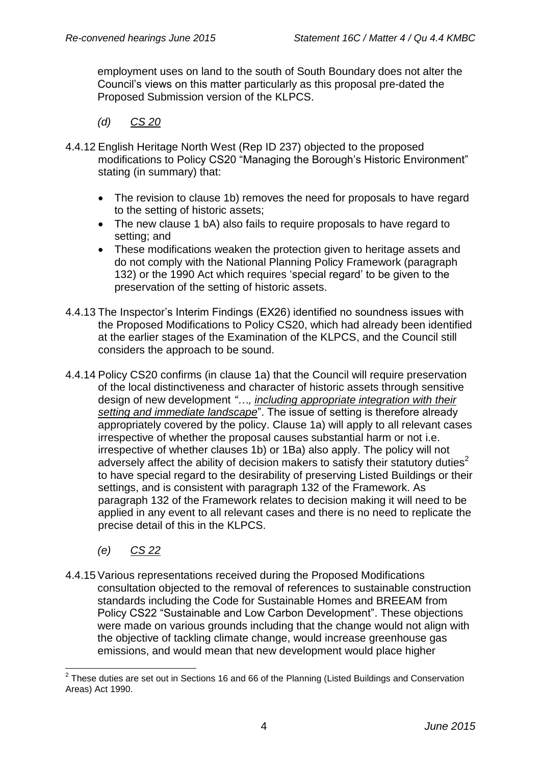employment uses on land to the south of South Boundary does not alter the Council's views on this matter particularly as this proposal pre-dated the Proposed Submission version of the KLPCS.

*(d) CS 20*

4.4.12 English Heritage North West (Rep ID 237) objected to the proposed modifications to Policy CS20 "Managing the Borough's Historic Environment" stating (in summary) that:

- The revision to clause 1b) removes the need for proposals to have regard to the setting of historic assets;
- The new clause 1 bA) also fails to require proposals to have regard to setting; and
- These modifications weaken the protection given to heritage assets and do not comply with the National Planning Policy Framework (paragraph 132) or the 1990 Act which requires 'special regard' to be given to the preservation of the setting of historic assets.

4.4.13 The Inspector's Interim Findings (EX26) identified no soundness issues with the Proposed Modifications to Policy CS20, which had already been identified at the earlier stages of the Examination of the KLPCS, and the Council still considers the approach to be sound.

4.4.14 Policy CS20 confirms (in clause 1a) that the Council will require preservation of the local distinctiveness and character of historic assets through sensitive design of new development *"…, including appropriate integration with their setting and immediate landscape*". The issue of setting is therefore already appropriately covered by the policy. Clause 1a) will apply to all relevant cases irrespective of whether the proposal causes substantial harm or not i.e. irrespective of whether clauses 1b) or 1Ba) also apply. The policy will not adversely affect the ability of decision makers to satisfy their statutory duties[2] to have special regard to the desirability of preserving Listed Buildings or their settings, and is consistent with paragraph 132 of the Framework. As paragraph 132 of the Framework relates to decision making it will need to be applied in any event to all relevant cases and there is no need to replicate the precise detail of this in the KLPCS.

*(e) CS 22*

4.4.15 Various representations received during the Proposed Modifications consultation objected to the removal of references to sustainable construction standards including the Code for Sustainable Homes and BREEAM from Policy CS22 "Sustainable and Low Carbon Development". These objections were made on various grounds including that the change would not align with the objective of tackling climate change, would increase greenhouse gas emissions, and would mean that new development would place higher

[2] These duties are set out in Sections 16 and 66 of the Planning (Listed Buildings and Conservation Areas) Act 1990.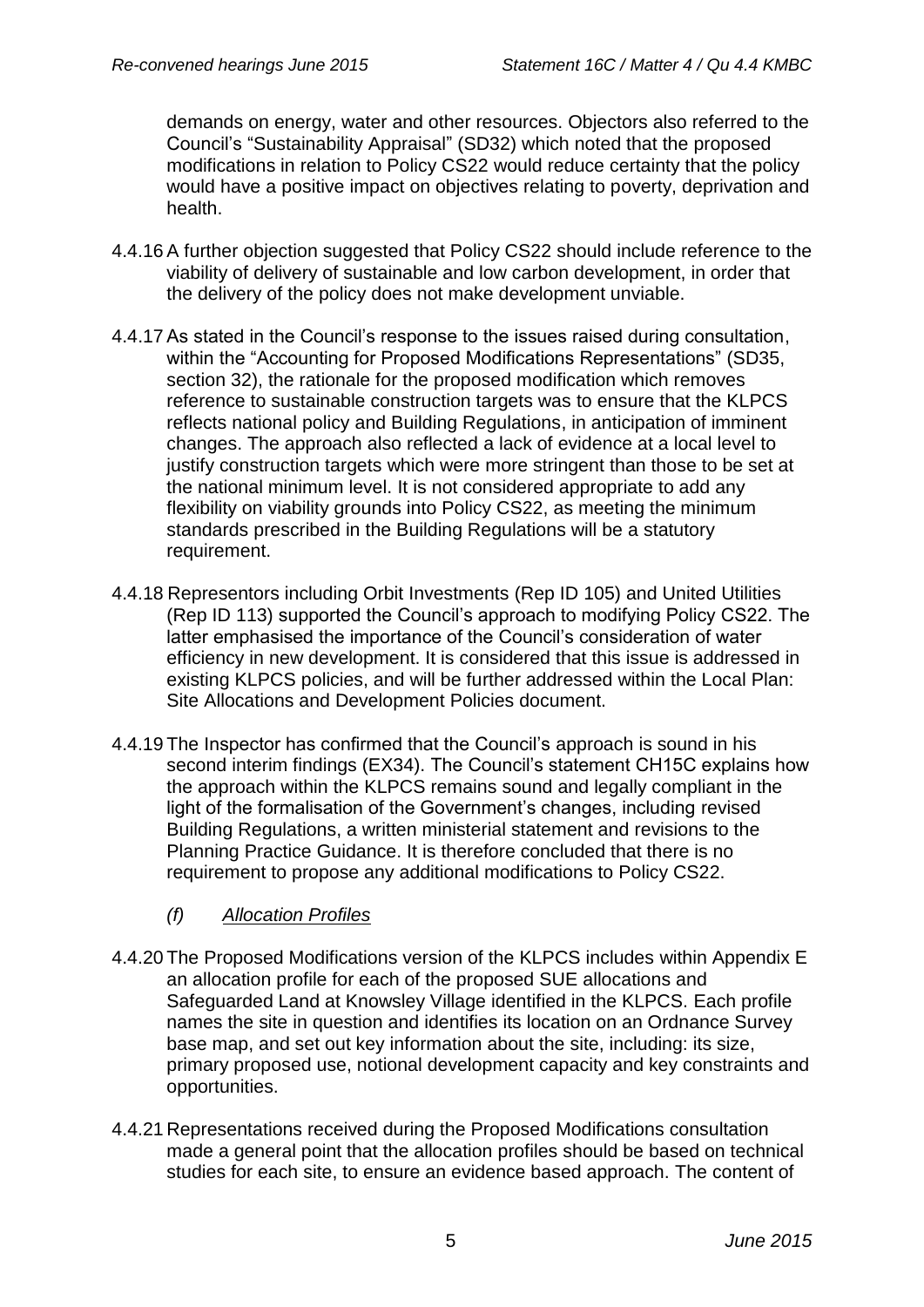demands on energy, water and other resources. Objectors also referred to the Council's "Sustainability Appraisal" (SD32) which noted that the proposed modifications in relation to Policy CS22 would reduce certainty that the policy would have a positive impact on objectives relating to poverty, deprivation and health.

4.4.16 A further objection suggested that Policy CS22 should include reference to the viability of delivery of sustainable and low carbon development, in order that the delivery of the policy does not make development unviable.

4.4.17 As stated in the Council's response to the issues raised during consultation, within the "Accounting for Proposed Modifications Representations" (SD35, section 32), the rationale for the proposed modification which removes reference to sustainable construction targets was to ensure that the KLPCS reflects national policy and Building Regulations, in anticipation of imminent changes. The approach also reflected a lack of evidence at a local level to justify construction targets which were more stringent than those to be set at the national minimum level. It is not considered appropriate to add any flexibility on viability grounds into Policy CS22, as meeting the minimum standards prescribed in the Building Regulations will be a statutory requirement.

4.4.18 Representors including Orbit Investments (Rep ID 105) and United Utilities (Rep ID 113) supported the Council's approach to modifying Policy CS22. The latter emphasised the importance of the Council's consideration of water efficiency in new development. It is considered that this issue is addressed in existing KLPCS policies, and will be further addressed within the Local Plan: Site Allocations and Development Policies document.

4.4.19 The Inspector has confirmed that the Council's approach is sound in his second interim findings (EX34). The Council's statement CH15C explains how the approach within the KLPCS remains sound and legally compliant in the light of the formalisation of the Government's changes, including revised Building Regulations, a written ministerial statement and revisions to the Planning Practice Guidance. It is therefore concluded that there is no requirement to propose any additional modifications to Policy CS22.

*(f) Allocation Profiles*

4.4.20 The Proposed Modifications version of the KLPCS includes within Appendix E an allocation profile for each of the proposed SUE allocations and Safeguarded Land at Knowsley Village identified in the KLPCS. Each profile names the site in question and identifies its location on an Ordnance Survey base map, and set out key information about the site, including: its size, primary proposed use, notional development capacity and key constraints and opportunities.

4.4.21 Representations received during the Proposed Modifications consultation made a general point that the allocation profiles should be based on technical studies for each site, to ensure an evidence based approach. The content of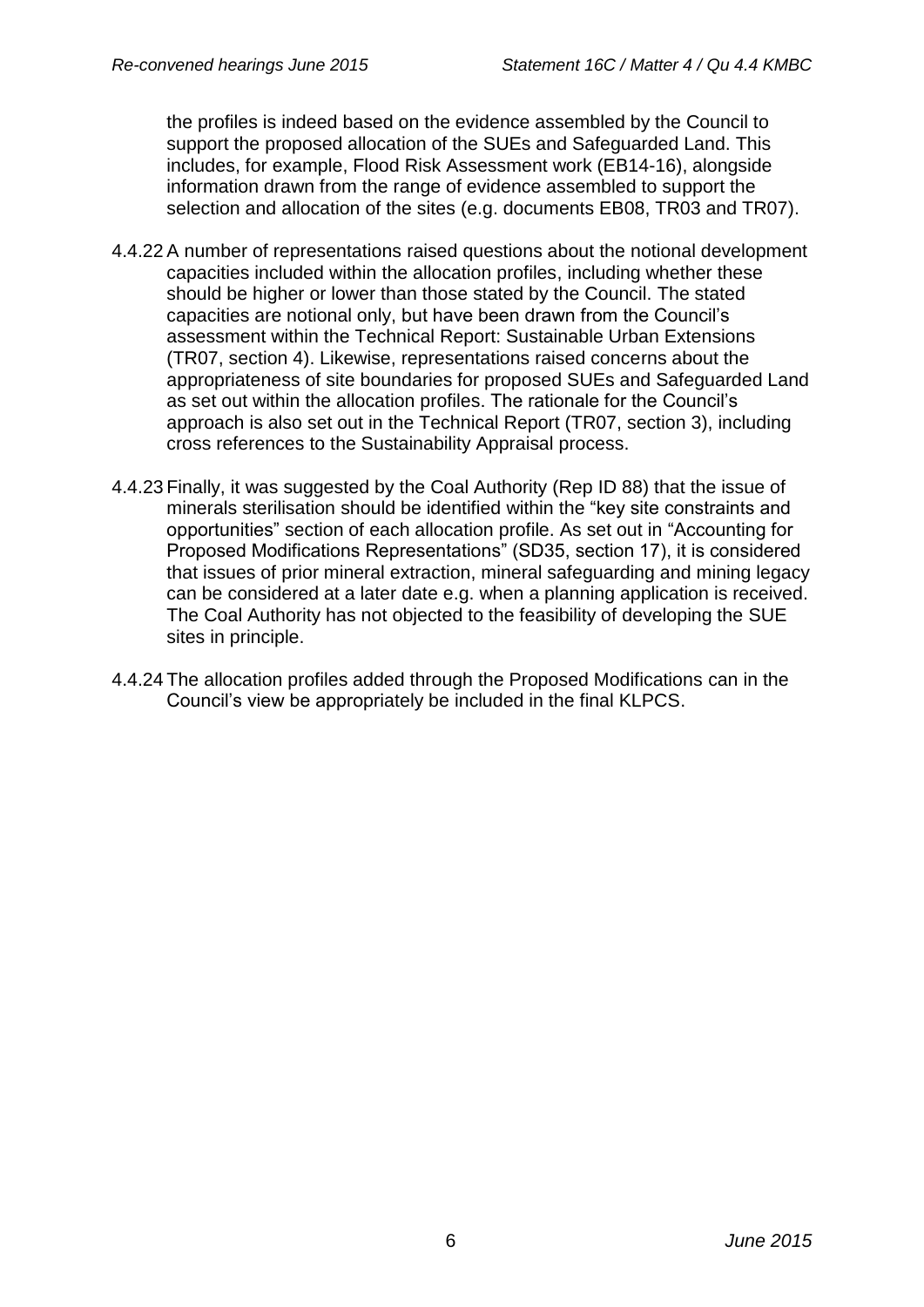the profiles is indeed based on the evidence assembled by the Council to support the proposed allocation of the SUEs and Safeguarded Land. This includes, for example, Flood Risk Assessment work (EB14-16), alongside information drawn from the range of evidence assembled to support the selection and allocation of the sites (e.g. documents EB08, TR03 and TR07).

4.4.22 A number of representations raised questions about the notional development capacities included within the allocation profiles, including whether these should be higher or lower than those stated by the Council. The stated capacities are notional only, but have been drawn from the Council's assessment within the Technical Report: Sustainable Urban Extensions (TR07, section 4). Likewise, representations raised concerns about the appropriateness of site boundaries for proposed SUEs and Safeguarded Land as set out within the allocation profiles. The rationale for the Council's approach is also set out in the Technical Report (TR07, section 3), including cross references to the Sustainability Appraisal process.

4.4.23 Finally, it was suggested by the Coal Authority (Rep ID 88) that the issue of minerals sterilisation should be identified within the "key site constraints and opportunities" section of each allocation profile. As set out in "Accounting for Proposed Modifications Representations" (SD35, section 17), it is considered that issues of prior mineral extraction, mineral safeguarding and mining legacy can be considered at a later date e.g. when a planning application is received. The Coal Authority has not objected to the feasibility of developing the SUE sites in principle.

4.4.24 The allocation profiles added through the Proposed Modifications can in the Council's view be appropriately be included in the final KLPCS.